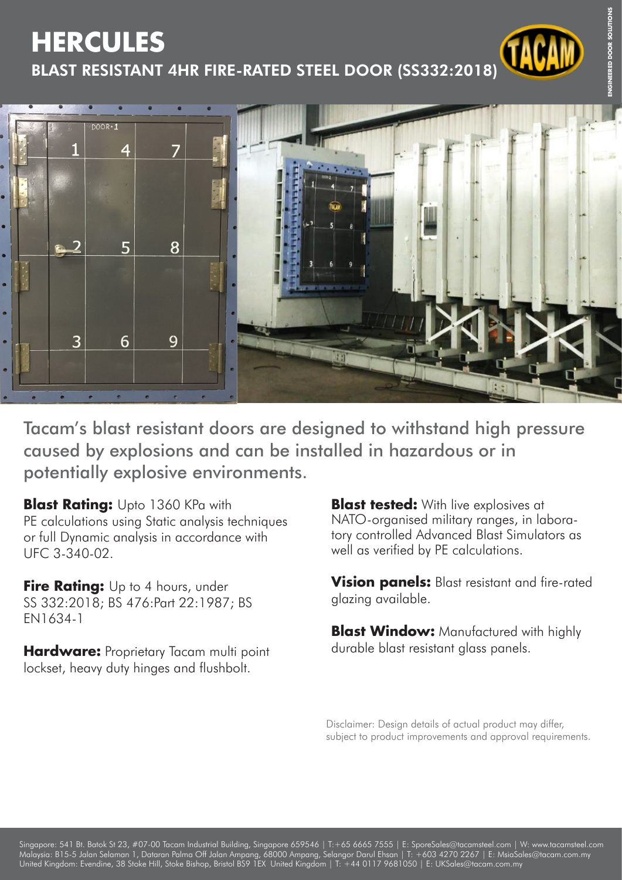# HERCULES

## BLAST RESISTANT 4HR FIRE-RATED STEEL DOOR (SS332:2018)

ENGINEERED DOOR SOLUTIONS

Tacam's blast resistant doors are designed to withstand high pressure caused by explosions and can be installed in hazardous or in potentially explosive environments.

**Blast Rating:** Upto 1360 KPa with PE calculations using Static analysis techniques or full Dynamic analysis in accordance with UFC 3-340-02.

**Fire Rating:** Up to 4 hours, under SS 332:2018; BS 476:Part 22:1987; BS EN1634-1

**Hardware:** Proprietary Tacam multi point lockset, heavy duty hinges and flushbolt.

**Blast tested:** With live explosives at NATO-organised military ranges, in laboratory controlled Advanced Blast Simulators as well as verified by PE calculations.

**Vision panels:** Blast resistant and fire-rated glazing available.

**Blast Window:** Manufactured with highly durable blast resistant glass panels.

Disclaimer: Design details of actual product may differ, subject to product improvements and approval requirements.

Singapore: 541 Bt. Batok St 23, #07-00 Tacam Industrial Building, Singapore 659546 | T:+65 6665 7555 | E: SporeSales@tacamsteel.com | W: www.tacamsteel.com
Malaysia: B15-5 Jalan Selaman 1, Dataran Palma Off Jalan Ampang, 68000 Ampang, Selangor Darul Ehsan | T: +603 4270 2267 | E: MsiaSales@tacam.com.my
United Kingdom: Evendine, 38 Stoke Hill, Stoke Bishop, Bristol BS9 1EX United Kingdom | T: +44 0117 9681050 | E: UKSales@tacam.com.my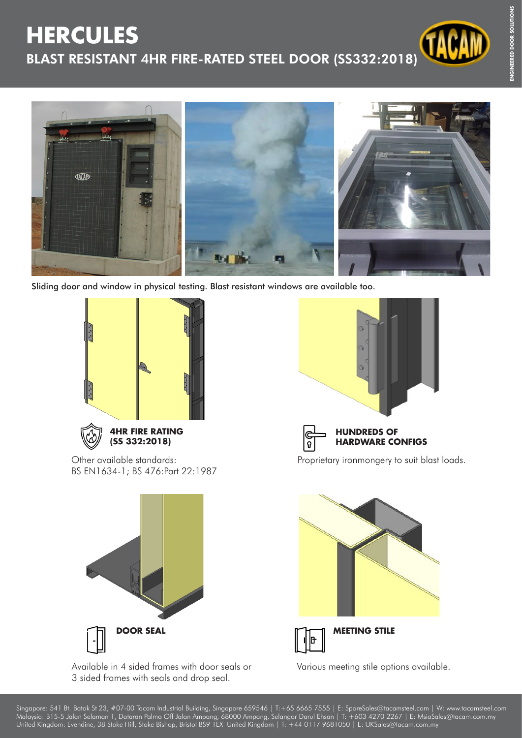# HERCULES

## BLAST RESISTANT 4HR FIRE-RATED STEEL DOOR (SS332:2018)

Sliding door and window in physical testing. Blast resistant windows are available too.

**4HR FIRE RATING (SS 332:2018)**

Other available standards:
BS EN1634-1; BS 476:Part 22:1987

**HUNDREDS OF HARDWARE CONFIGS**

Proprietary ironmongery to suit blast loads.

**DOOR SEAL**

Available in 4 sided frames with door seals or 3 sided frames with seals and drop seal.

**MEETING STILE**

Various meeting stile options available.

Singapore: 541 Bt. Batok St 23, #07-00 Tacam Industrial Building, Singapore 659546 | T:+65 6665 7555 | E: SporeSales@tacamsteel.com | W: www.tacamsteel.com
Malaysia: B15-5 Jalan Selaman 1, Dataran Palma Off Jalan Ampang, 68000 Ampang, Selangor Darul Ehsan | T: +603 4270 2267 | E: MsiaSales@tacam.com.my
United Kingdom: Evendine, 38 Stoke Hill, Stoke Bishop, Bristol BS9 1EX United Kingdom | T: +44 0117 9681050 | E: UKSales@tacam.com.my